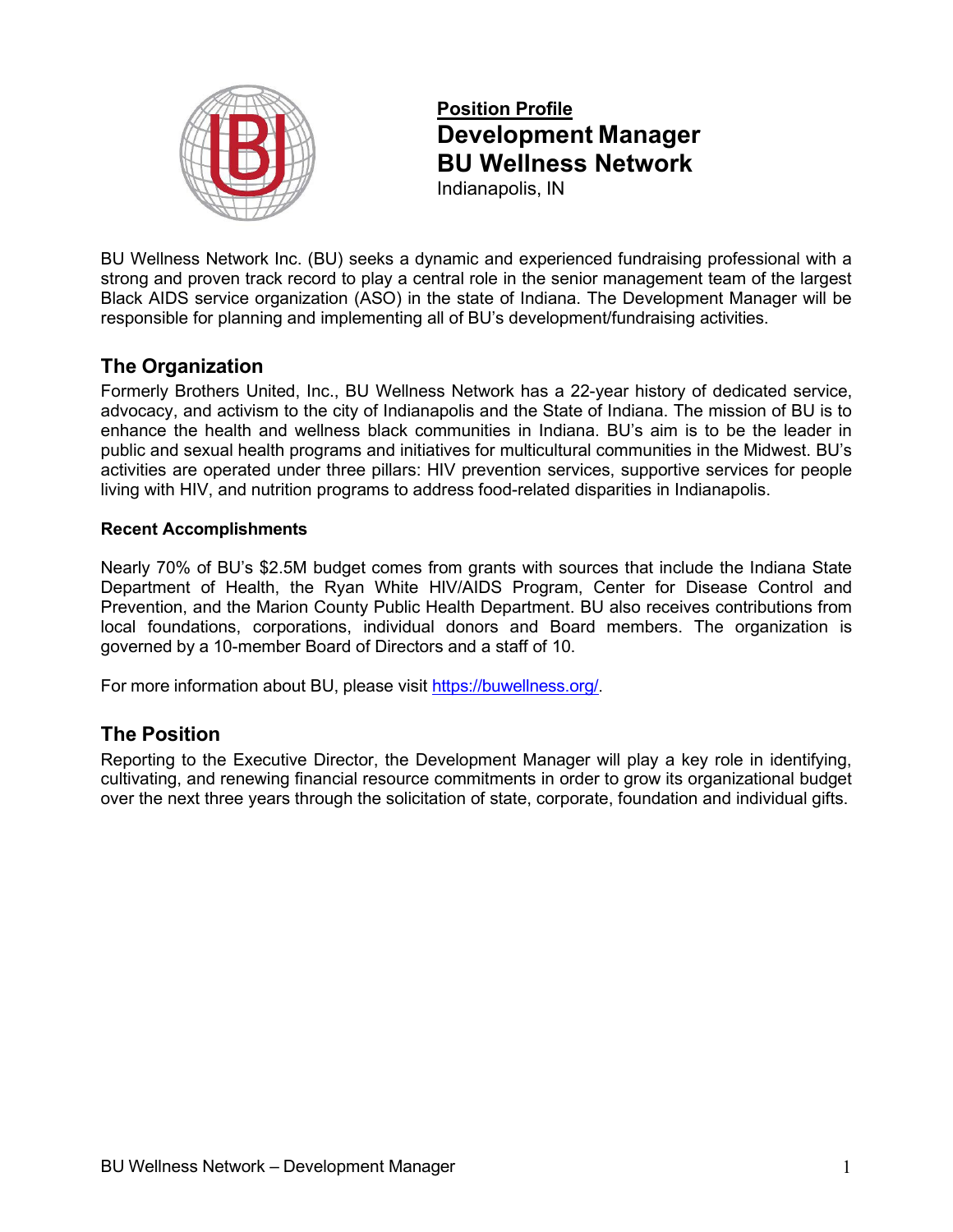**Position Profile**

# Development Manager
# BU Wellness Network

Indianapolis, IN

BU Wellness Network Inc. (BU) seeks a dynamic and experienced fundraising professional with a strong and proven track record to play a central role in the senior management team of the largest Black AIDS service organization (ASO) in the state of Indiana. The Development Manager will be responsible for planning and implementing all of BU's development/fundraising activities.

## The Organization

Formerly Brothers United, Inc., BU Wellness Network has a 22-year history of dedicated service, advocacy, and activism to the city of Indianapolis and the State of Indiana. The mission of BU is to enhance the health and wellness black communities in Indiana. BU's aim is to be the leader in public and sexual health programs and initiatives for multicultural communities in the Midwest. BU's activities are operated under three pillars: HIV prevention services, supportive services for people living with HIV, and nutrition programs to address food-related disparities in Indianapolis.

### Recent Accomplishments

Nearly 70% of BU's $2.5M budget comes from grants with sources that include the Indiana State Department of Health, the Ryan White HIV/AIDS Program, Center for Disease Control and Prevention, and the Marion County Public Health Department. BU also receives contributions from local foundations, corporations, individual donors and Board members. The organization is governed by a 10-member Board of Directors and a staff of 10.

For more information about BU, please visit [https://buwellness.org/](https://buwellness.org/).

## The Position

Reporting to the Executive Director, the Development Manager will play a key role in identifying, cultivating, and renewing financial resource commitments in order to grow its organizational budget over the next three years through the solicitation of state, corporate, foundation and individual gifts.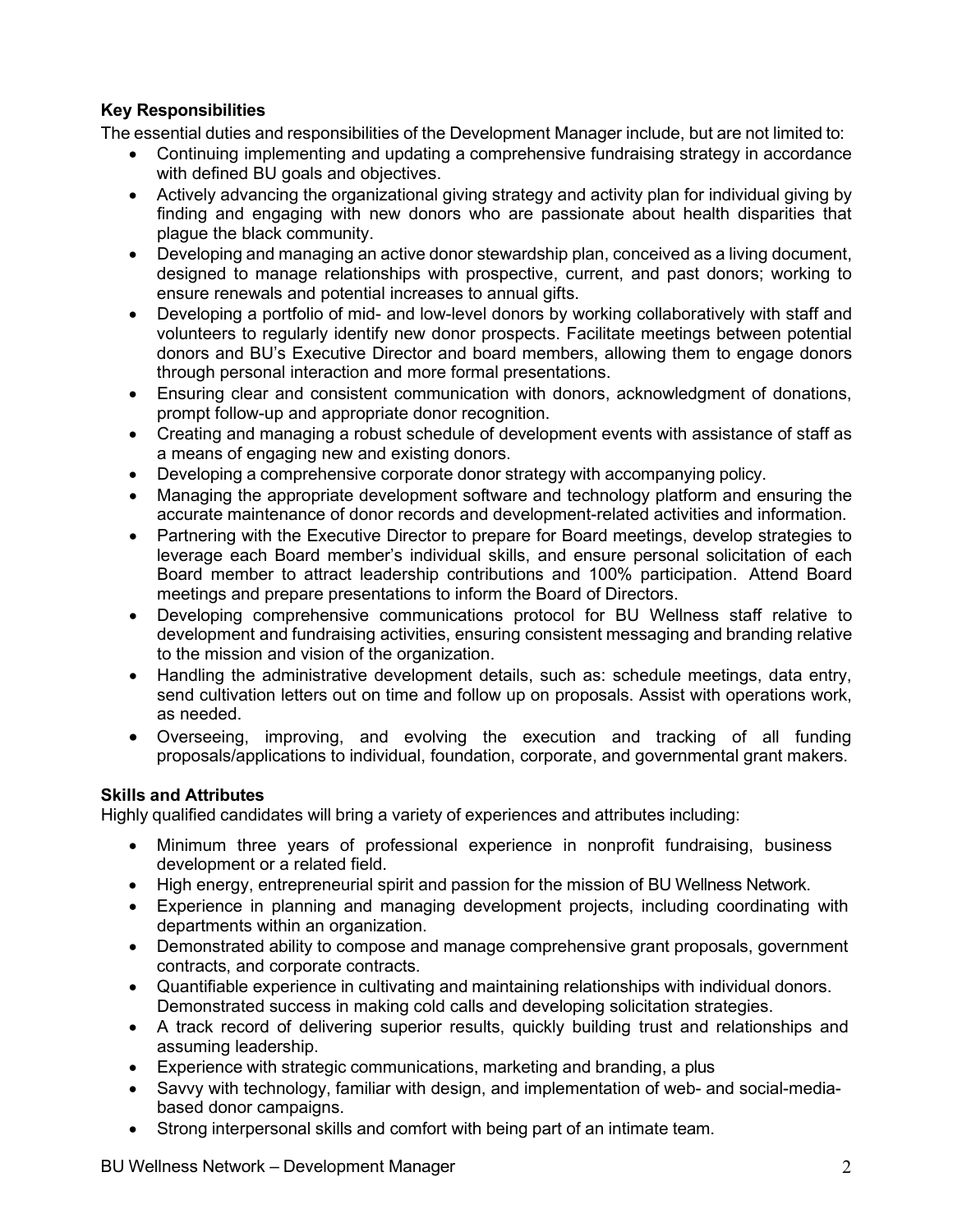**Key Responsibilities**

The essential duties and responsibilities of the Development Manager include, but are not limited to:

- Continuing implementing and updating a comprehensive fundraising strategy in accordance with defined BU goals and objectives.
- Actively advancing the organizational giving strategy and activity plan for individual giving by finding and engaging with new donors who are passionate about health disparities that plague the black community.
- Developing and managing an active donor stewardship plan, conceived as a living document, designed to manage relationships with prospective, current, and past donors; working to ensure renewals and potential increases to annual gifts.
- Developing a portfolio of mid- and low-level donors by working collaboratively with staff and volunteers to regularly identify new donor prospects. Facilitate meetings between potential donors and BU's Executive Director and board members, allowing them to engage donors through personal interaction and more formal presentations.
- Ensuring clear and consistent communication with donors, acknowledgment of donations, prompt follow-up and appropriate donor recognition.
- Creating and managing a robust schedule of development events with assistance of staff as a means of engaging new and existing donors.
- Developing a comprehensive corporate donor strategy with accompanying policy.
- Managing the appropriate development software and technology platform and ensuring the accurate maintenance of donor records and development-related activities and information.
- Partnering with the Executive Director to prepare for Board meetings, develop strategies to leverage each Board member's individual skills, and ensure personal solicitation of each Board member to attract leadership contributions and 100% participation. Attend Board meetings and prepare presentations to inform the Board of Directors.
- Developing comprehensive communications protocol for BU Wellness staff relative to development and fundraising activities, ensuring consistent messaging and branding relative to the mission and vision of the organization.
- Handling the administrative development details, such as: schedule meetings, data entry, send cultivation letters out on time and follow up on proposals. Assist with operations work, as needed.
- Overseeing, improving, and evolving the execution and tracking of all funding proposals/applications to individual, foundation, corporate, and governmental grant makers.

**Skills and Attributes**

Highly qualified candidates will bring a variety of experiences and attributes including:

- Minimum three years of professional experience in nonprofit fundraising, business development or a related field.
- High energy, entrepreneurial spirit and passion for the mission of BU Wellness Network.
- Experience in planning and managing development projects, including coordinating with departments within an organization.
- Demonstrated ability to compose and manage comprehensive grant proposals, government contracts, and corporate contracts.
- Quantifiable experience in cultivating and maintaining relationships with individual donors. Demonstrated success in making cold calls and developing solicitation strategies.
- A track record of delivering superior results, quickly building trust and relationships and assuming leadership.
- Experience with strategic communications, marketing and branding, a plus
- Savvy with technology, familiar with design, and implementation of web- and social-media-based donor campaigns.
- Strong interpersonal skills and comfort with being part of an intimate team.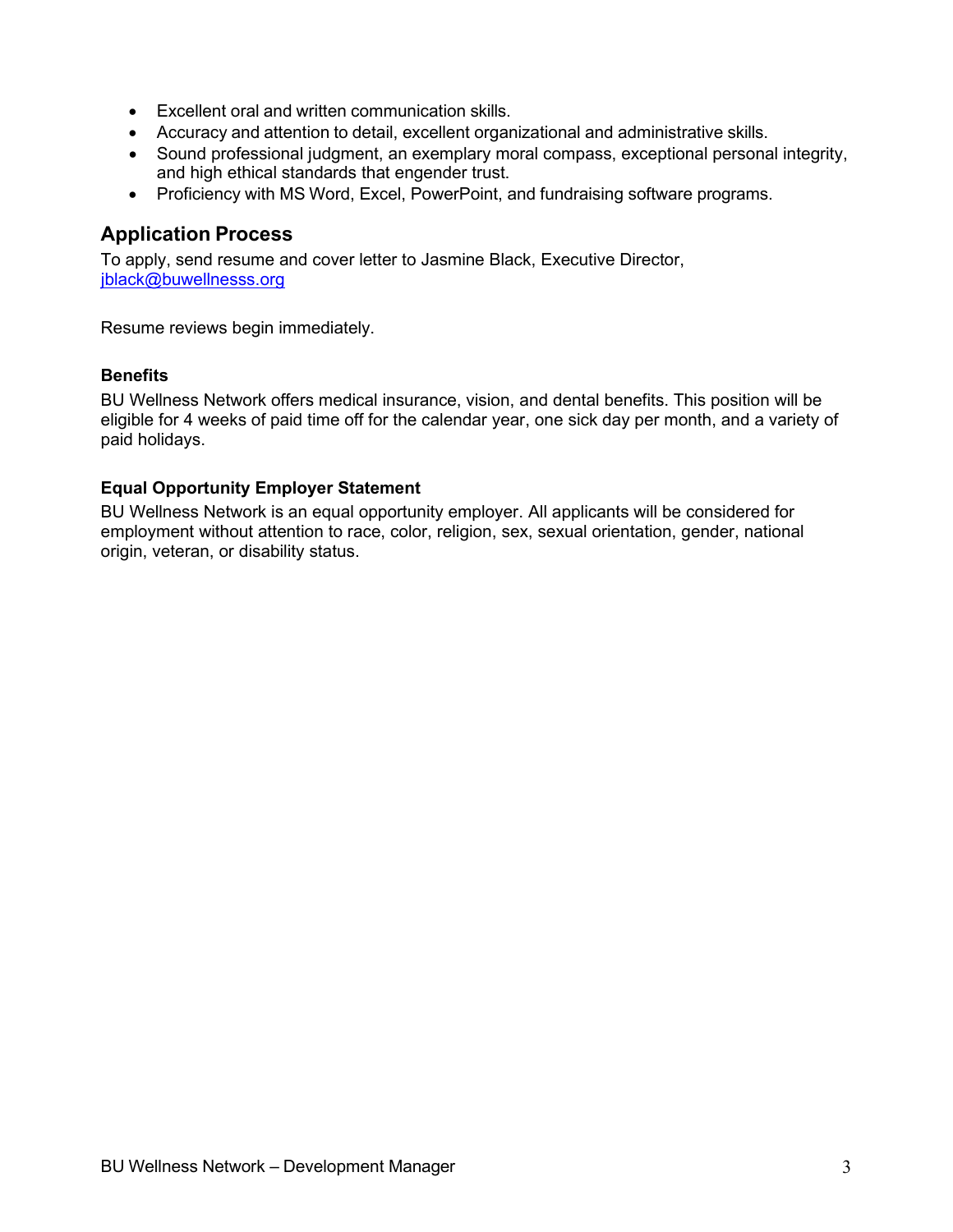- Excellent oral and written communication skills.
- Accuracy and attention to detail, excellent organizational and administrative skills.
- Sound professional judgment, an exemplary moral compass, exceptional personal integrity, and high ethical standards that engender trust.
- Proficiency with MS Word, Excel, PowerPoint, and fundraising software programs.

## Application Process

To apply, send resume and cover letter to Jasmine Black, Executive Director, [jblack@buwellnesss.org](mailto:jblack@buwellnesss.org)

Resume reviews begin immediately.

### Benefits

BU Wellness Network offers medical insurance, vision, and dental benefits. This position will be eligible for 4 weeks of paid time off for the calendar year, one sick day per month, and a variety of paid holidays.

### Equal Opportunity Employer Statement

BU Wellness Network is an equal opportunity employer. All applicants will be considered for employment without attention to race, color, religion, sex, sexual orientation, gender, national origin, veteran, or disability status.